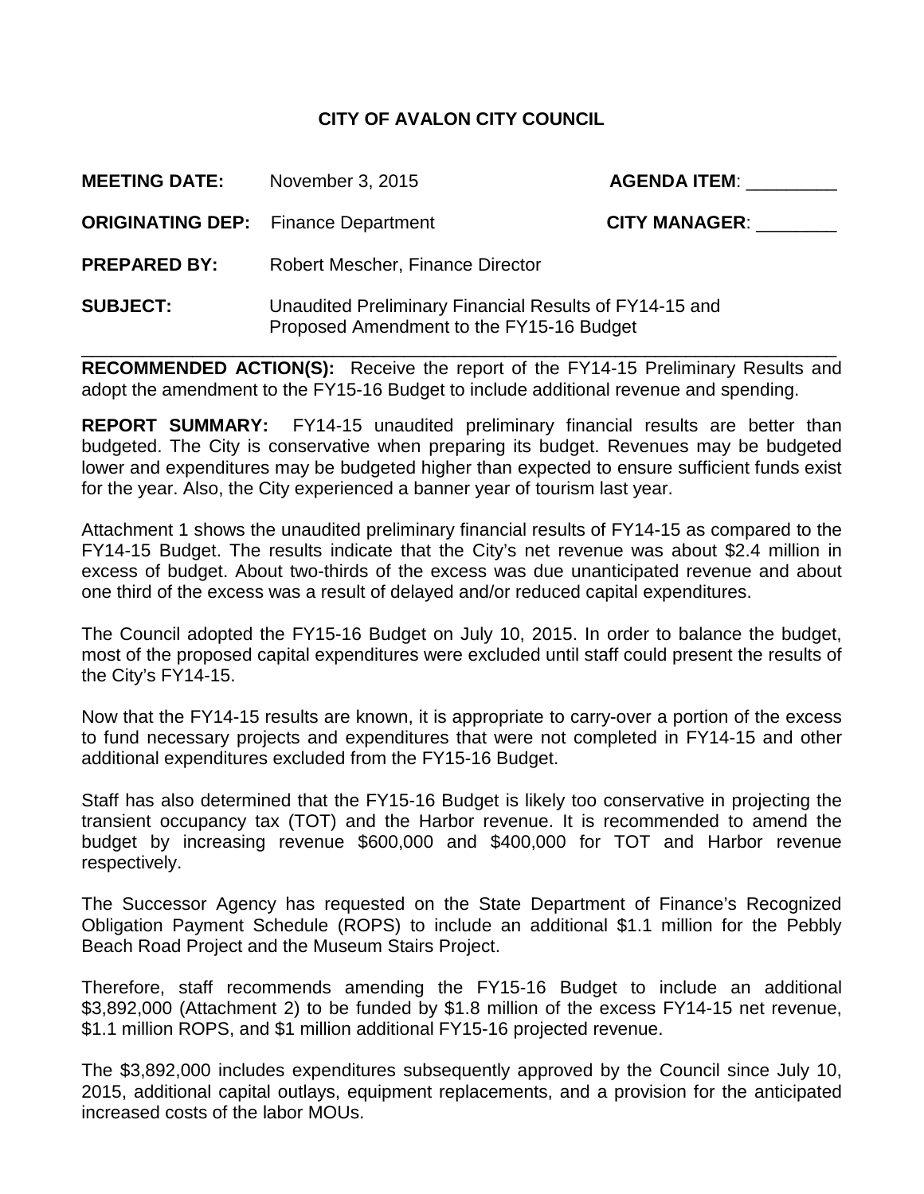# CITY OF AVALON CITY COUNCIL

**MEETING DATE:** November 3, 2015 **AGENDA ITEM**: _________

**ORIGINATING DEP:** Finance Department **CITY MANAGER**: ________

**PREPARED BY:** Robert Mescher, Finance Director

**SUBJECT:** Unaudited Preliminary Financial Results of FY14-15 and Proposed Amendment to the FY15-16 Budget

---

**RECOMMENDED ACTION(S):** Receive the report of the FY14-15 Preliminary Results and adopt the amendment to the FY15-16 Budget to include additional revenue and spending.

**REPORT SUMMARY:** FY14-15 unaudited preliminary financial results are better than budgeted. The City is conservative when preparing its budget. Revenues may be budgeted lower and expenditures may be budgeted higher than expected to ensure sufficient funds exist for the year. Also, the City experienced a banner year of tourism last year.

Attachment 1 shows the unaudited preliminary financial results of FY14-15 as compared to the FY14-15 Budget. The results indicate that the City's net revenue was about $2.4 million in excess of budget. About two-thirds of the excess was due unanticipated revenue and about one third of the excess was a result of delayed and/or reduced capital expenditures.

The Council adopted the FY15-16 Budget on July 10, 2015. In order to balance the budget, most of the proposed capital expenditures were excluded until staff could present the results of the City's FY14-15.

Now that the FY14-15 results are known, it is appropriate to carry-over a portion of the excess to fund necessary projects and expenditures that were not completed in FY14-15 and other additional expenditures excluded from the FY15-16 Budget.

Staff has also determined that the FY15-16 Budget is likely too conservative in projecting the transient occupancy tax (TOT) and the Harbor revenue. It is recommended to amend the budget by increasing revenue $600,000 and $400,000 for TOT and Harbor revenue respectively.

The Successor Agency has requested on the State Department of Finance's Recognized Obligation Payment Schedule (ROPS) to include an additional $1.1 million for the Pebbly Beach Road Project and the Museum Stairs Project.

Therefore, staff recommends amending the FY15-16 Budget to include an additional $3,892,000 (Attachment 2) to be funded by $1.8 million of the excess FY14-15 net revenue, $1.1 million ROPS, and $1 million additional FY15-16 projected revenue.

The $3,892,000 includes expenditures subsequently approved by the Council since July 10, 2015, additional capital outlays, equipment replacements, and a provision for the anticipated increased costs of the labor MOUs.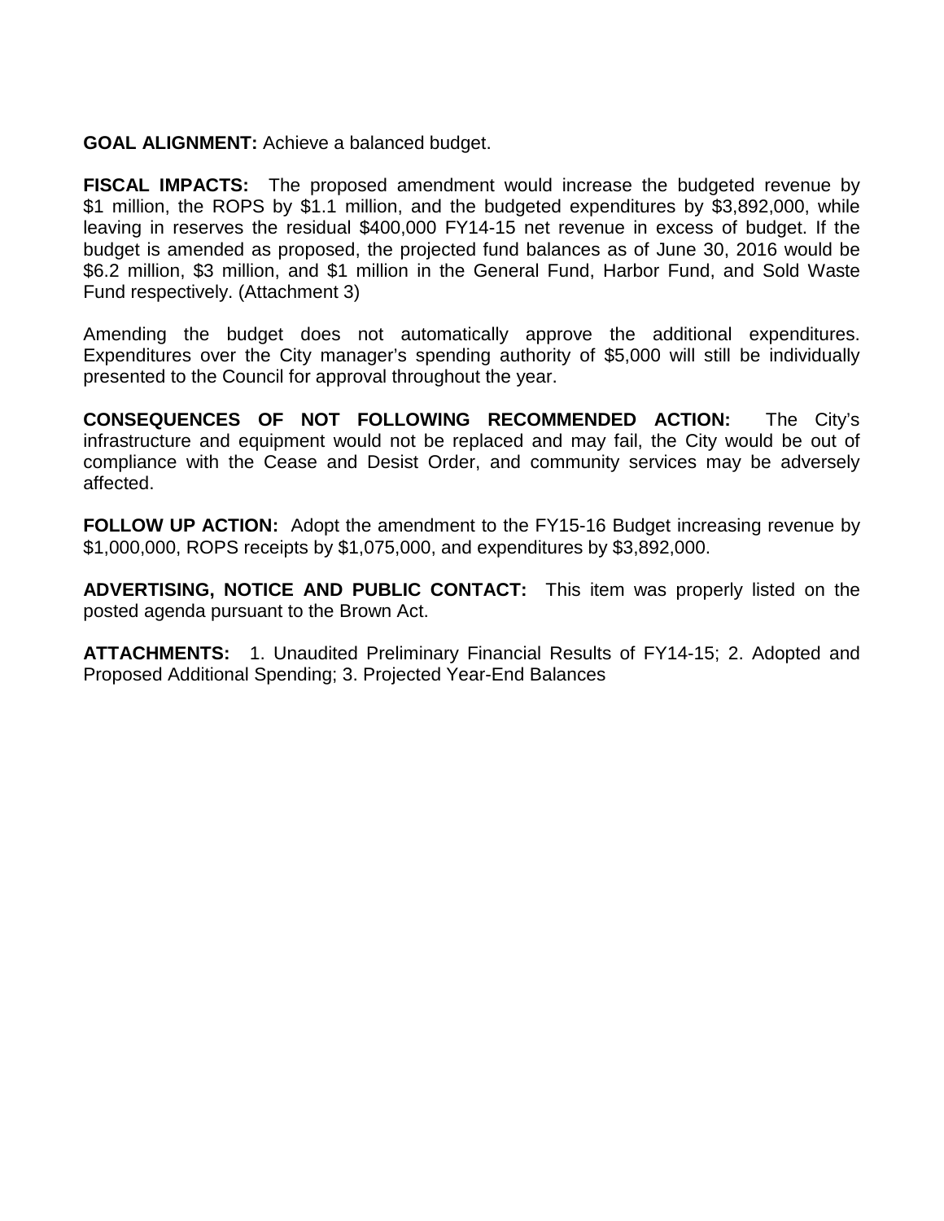**GOAL ALIGNMENT:** Achieve a balanced budget.

**FISCAL IMPACTS:** The proposed amendment would increase the budgeted revenue by $1 million, the ROPS by $1.1 million, and the budgeted expenditures by $3,892,000, while leaving in reserves the residual $400,000 FY14-15 net revenue in excess of budget. If the budget is amended as proposed, the projected fund balances as of June 30, 2016 would be $6.2 million, $3 million, and $1 million in the General Fund, Harbor Fund, and Sold Waste Fund respectively. (Attachment 3)

Amending the budget does not automatically approve the additional expenditures. Expenditures over the City manager's spending authority of $5,000 will still be individually presented to the Council for approval throughout the year.

**CONSEQUENCES OF NOT FOLLOWING RECOMMENDED ACTION:** The City's infrastructure and equipment would not be replaced and may fail, the City would be out of compliance with the Cease and Desist Order, and community services may be adversely affected.

**FOLLOW UP ACTION:** Adopt the amendment to the FY15-16 Budget increasing revenue by $1,000,000, ROPS receipts by $1,075,000, and expenditures by $3,892,000.

**ADVERTISING, NOTICE AND PUBLIC CONTACT:** This item was properly listed on the posted agenda pursuant to the Brown Act.

**ATTACHMENTS:** 1. Unaudited Preliminary Financial Results of FY14-15; 2. Adopted and Proposed Additional Spending; 3. Projected Year-End Balances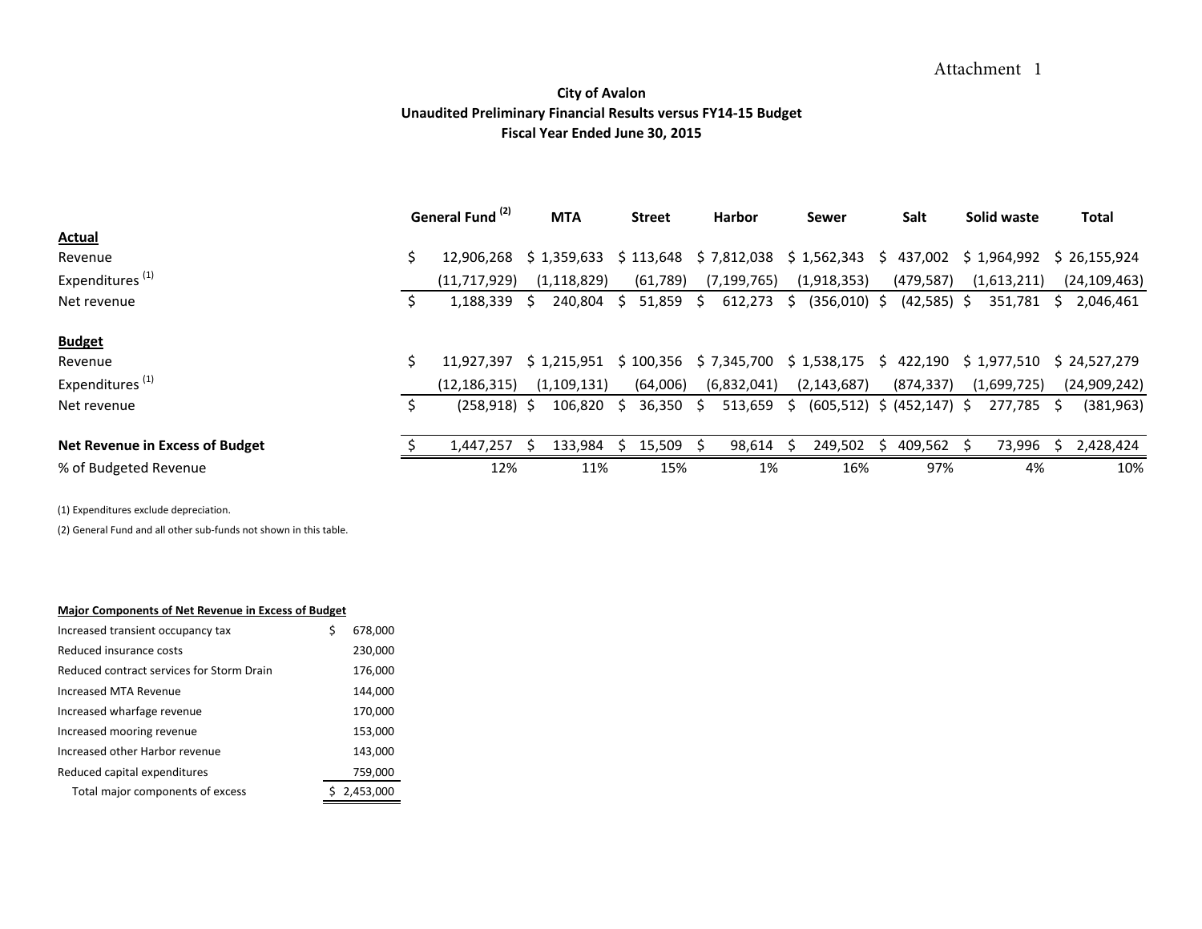Attachment 1

**City of Avalon**
**Unaudited Preliminary Financial Results versus FY14-15 Budget**
**Fiscal Year Ended June 30, 2015**

| | General Fund [(2)] | MTA | Street | Harbor | Sewer | Salt | Solid waste | Total |
|---|---|---|---|---|---|---|---|---|
| **Actual** | | | | | | | | |
| Revenue | $ 12,906,268 | $ 1,359,633 | $ 113,648 | $ 7,812,038 | $ 1,562,343 | $ 437,002 | $ 1,964,992 | $ 26,155,924 |
| Expenditures [(1)] | (11,717,929) | (1,118,829) | (61,789) | (7,199,765) | (1,918,353) | (479,587) | (1,613,211) | (24,109,463) |
| Net revenue | $ 1,188,339 | $ 240,804 | $ 51,859 | $ 612,273 | $ (356,010) | $ (42,585) | $ 351,781 | $ 2,046,461 |
| **Budget** | | | | | | | | |
| Revenue | $ 11,927,397 | $ 1,215,951 | $ 100,356 | $ 7,345,700 | $ 1,538,175 | $ 422,190 | $ 1,977,510 | $ 24,527,279 |
| Expenditures [(1)] | (12,186,315) | (1,109,131) | (64,006) | (6,832,041) | (2,143,687) | (874,337) | (1,699,725) | (24,909,242) |
| Net revenue | $ (258,918) | $ 106,820 | $ 36,350 | $ 513,659 | $ (605,512) | $ (452,147) | $ 277,785 | $ (381,963) |
| **Net Revenue in Excess of Budget** | $ 1,447,257 | $ 133,984 | $ 15,509 | $ 98,614 | $ 249,502 | $ 409,562 | $ 73,996 | $ 2,428,424 |
| % of Budgeted Revenue | 12% | 11% | 15% | 1% | 16% | 97% | 4% | 10% |

(1) Expenditures exclude depreciation.

(2) General Fund and all other sub-funds not shown in this table.

| **Major Components of Net Revenue in Excess of Budget** | |
|---|---|
| Increased transient occupancy tax | $ 678,000 |
| Reduced insurance costs | 230,000 |
| Reduced contract services for Storm Drain | 176,000 |
| Increased MTA Revenue | 144,000 |
| Increased wharfage revenue | 170,000 |
| Increased mooring revenue | 153,000 |
| Increased other Harbor revenue | 143,000 |
| Reduced capital expenditures | 759,000 |
| Total major components of excess | $ 2,453,000 |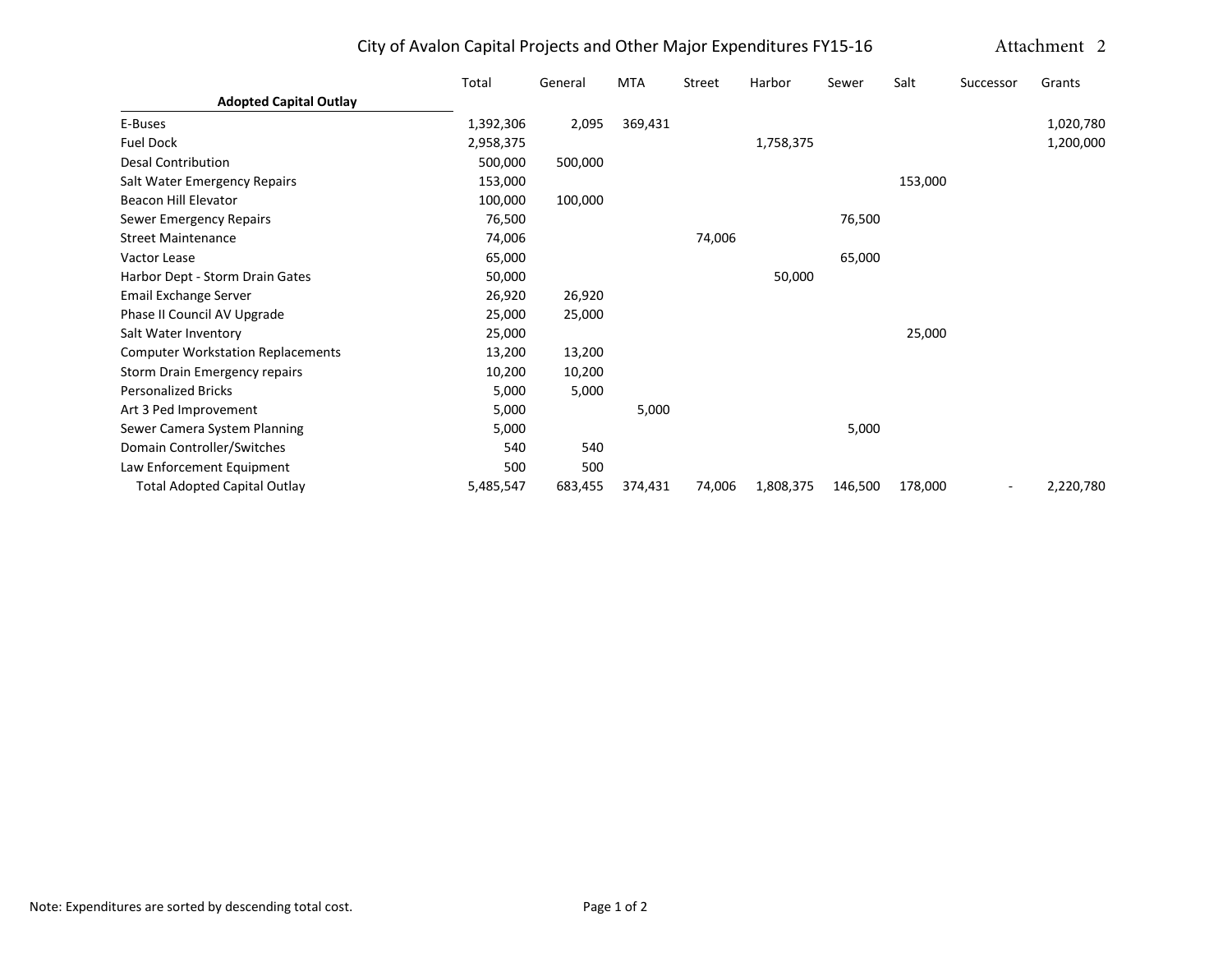# City of Avalon Capital Projects and Other Major Expenditures FY15-16

Attachment 2

| Adopted Capital Outlay | Total | General | MTA | Street | Harbor | Sewer | Salt | Successor | Grants |
|---|---|---|---|---|---|---|---|---|---|
| E-Buses | 1,392,306 | 2,095 | 369,431 | | | | | | 1,020,780 |
| Fuel Dock | 2,958,375 | | | | 1,758,375 | | | | 1,200,000 |
| Desal Contribution | 500,000 | 500,000 | | | | | | | |
| Salt Water Emergency Repairs | 153,000 | | | | | | 153,000 | | |
| Beacon Hill Elevator | 100,000 | 100,000 | | | | | | | |
| Sewer Emergency Repairs | 76,500 | | | | | 76,500 | | | |
| Street Maintenance | 74,006 | | | 74,006 | | | | | |
| Vactor Lease | 65,000 | | | | | 65,000 | | | |
| Harbor Dept - Storm Drain Gates | 50,000 | | | | 50,000 | | | | |
| Email Exchange Server | 26,920 | 26,920 | | | | | | | |
| Phase II Council AV Upgrade | 25,000 | 25,000 | | | | | | | |
| Salt Water Inventory | 25,000 | | | | | | 25,000 | | |
| Computer Workstation Replacements | 13,200 | 13,200 | | | | | | | |
| Storm Drain Emergency repairs | 10,200 | 10,200 | | | | | | | |
| Personalized Bricks | 5,000 | 5,000 | | | | | | | |
| Art 3 Ped Improvement | 5,000 | | 5,000 | | | | | | |
| Sewer Camera System Planning | 5,000 | | | | | 5,000 | | | |
| Domain Controller/Switches | 540 | 540 | | | | | | | |
| Law Enforcement Equipment | 500 | 500 | | | | | | | |
| Total Adopted Capital Outlay | 5,485,547 | 683,455 | 374,431 | 74,006 | 1,808,375 | 146,500 | 178,000 | - | 2,220,780 |

Note: Expenditures are sorted by descending total cost.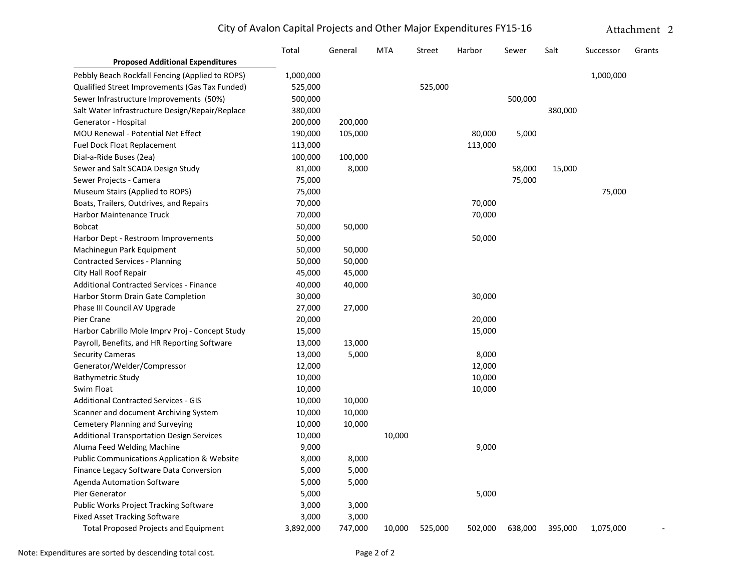# City of Avalon Capital Projects and Other Major Expenditures FY15-16

Attachment 2

| Proposed Additional Expenditures | Total | General | MTA | Street | Harbor | Sewer | Salt | Successor | Grants |
|---|---|---|---|---|---|---|---|---|---|
| Pebbly Beach Rockfall Fencing (Applied to ROPS) | 1,000,000 | | | | | | | 1,000,000 | |
| Qualified Street Improvements (Gas Tax Funded) | 525,000 | | | 525,000 | | | | | |
| Sewer Infrastructure Improvements (50%) | 500,000 | | | | | 500,000 | | | |
| Salt Water Infrastructure Design/Repair/Replace | 380,000 | | | | | | 380,000 | | |
| Generator - Hospital | 200,000 | 200,000 | | | | | | | |
| MOU Renewal - Potential Net Effect | 190,000 | 105,000 | | | 80,000 | 5,000 | | | |
| Fuel Dock Float Replacement | 113,000 | | | | 113,000 | | | | |
| Dial-a-Ride Buses (2ea) | 100,000 | 100,000 | | | | | | | |
| Sewer and Salt SCADA Design Study | 81,000 | 8,000 | | | | 58,000 | 15,000 | | |
| Sewer Projects - Camera | 75,000 | | | | | 75,000 | | | |
| Museum Stairs (Applied to ROPS) | 75,000 | | | | | | | 75,000 | |
| Boats, Trailers, Outdrives, and Repairs | 70,000 | | | | 70,000 | | | | |
| Harbor Maintenance Truck | 70,000 | | | | 70,000 | | | | |
| Bobcat | 50,000 | 50,000 | | | | | | | |
| Harbor Dept - Restroom Improvements | 50,000 | | | | 50,000 | | | | |
| Machinegun Park Equipment | 50,000 | 50,000 | | | | | | | |
| Contracted Services - Planning | 50,000 | 50,000 | | | | | | | |
| City Hall Roof Repair | 45,000 | 45,000 | | | | | | | |
| Additional Contracted Services - Finance | 40,000 | 40,000 | | | | | | | |
| Harbor Storm Drain Gate Completion | 30,000 | | | | 30,000 | | | | |
| Phase III Council AV Upgrade | 27,000 | 27,000 | | | | | | | |
| Pier Crane | 20,000 | | | | 20,000 | | | | |
| Harbor Cabrillo Mole Imprv Proj - Concept Study | 15,000 | | | | 15,000 | | | | |
| Payroll, Benefits, and HR Reporting Software | 13,000 | 13,000 | | | | | | | |
| Security Cameras | 13,000 | 5,000 | | | 8,000 | | | | |
| Generator/Welder/Compressor | 12,000 | | | | 12,000 | | | | |
| Bathymetric Study | 10,000 | | | | 10,000 | | | | |
| Swim Float | 10,000 | | | | 10,000 | | | | |
| Additional Contracted Services - GIS | 10,000 | 10,000 | | | | | | | |
| Scanner and document Archiving System | 10,000 | 10,000 | | | | | | | |
| Cemetery Planning and Surveying | 10,000 | 10,000 | | | | | | | |
| Additional Transportation Design Services | 10,000 | | 10,000 | | | | | | |
| Aluma Feed Welding Machine | 9,000 | | | | 9,000 | | | | |
| Public Communications Application & Website | 8,000 | 8,000 | | | | | | | |
| Finance Legacy Software Data Conversion | 5,000 | 5,000 | | | | | | | |
| Agenda Automation Software | 5,000 | 5,000 | | | | | | | |
| Pier Generator | 5,000 | | | | 5,000 | | | | |
| Public Works Project Tracking Software | 3,000 | 3,000 | | | | | | | |
| Fixed Asset Tracking Software | 3,000 | 3,000 | | | | | | | |
| Total Proposed Projects and Equipment | 3,892,000 | 747,000 | 10,000 | 525,000 | 502,000 | 638,000 | 395,000 | 1,075,000 | - |

Note: Expenditures are sorted by descending total cost.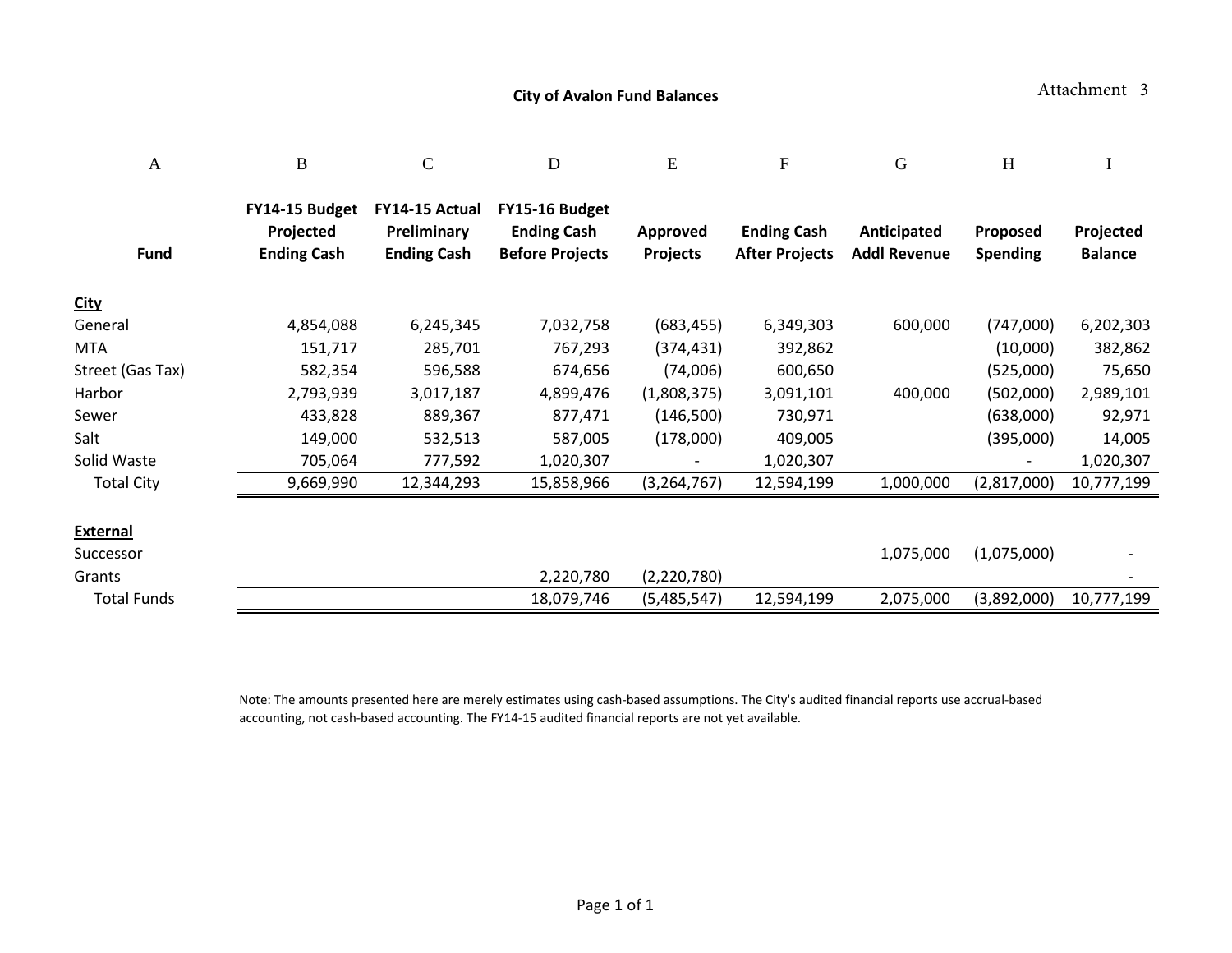Attachment 3

## City of Avalon Fund Balances

| A | B | C | D | E | F | G | H | I |
|---|---|---|---|---|---|---|---|---|
| **Fund** | **FY14-15 Budget Projected Ending Cash** | **FY14-15 Actual Preliminary Ending Cash** | **FY15-16 Budget Ending Cash Before Projects** | **Approved Projects** | **Ending Cash After Projects** | **Anticipated Addl Revenue** | **Proposed Spending** | **Projected Balance** |
| **City** | | | | | | | | |
| General | 4,854,088 | 6,245,345 | 7,032,758 | (683,455) | 6,349,303 | 600,000 | (747,000) | 6,202,303 |
| MTA | 151,717 | 285,701 | 767,293 | (374,431) | 392,862 | | (10,000) | 382,862 |
| Street (Gas Tax) | 582,354 | 596,588 | 674,656 | (74,006) | 600,650 | | (525,000) | 75,650 |
| Harbor | 2,793,939 | 3,017,187 | 4,899,476 | (1,808,375) | 3,091,101 | 400,000 | (502,000) | 2,989,101 |
| Sewer | 433,828 | 889,367 | 877,471 | (146,500) | 730,971 | | (638,000) | 92,971 |
| Salt | 149,000 | 532,513 | 587,005 | (178,000) | 409,005 | | (395,000) | 14,005 |
| Solid Waste | 705,064 | 777,592 | 1,020,307 | - | 1,020,307 | | - | 1,020,307 |
| Total City | 9,669,990 | 12,344,293 | 15,858,966 | (3,264,767) | 12,594,199 | 1,000,000 | (2,817,000) | 10,777,199 |
| **External** | | | | | | | | |
| Successor | | | | | | 1,075,000 | (1,075,000) | - |
| Grants | | | 2,220,780 | (2,220,780) | | | | - |
| Total Funds | | | 18,079,746 | (5,485,547) | 12,594,199 | 2,075,000 | (3,892,000) | 10,777,199 |

Note: The amounts presented here are merely estimates using cash-based assumptions. The City's audited financial reports use accrual-based accounting, not cash-based accounting. The FY14-15 audited financial reports are not yet available.